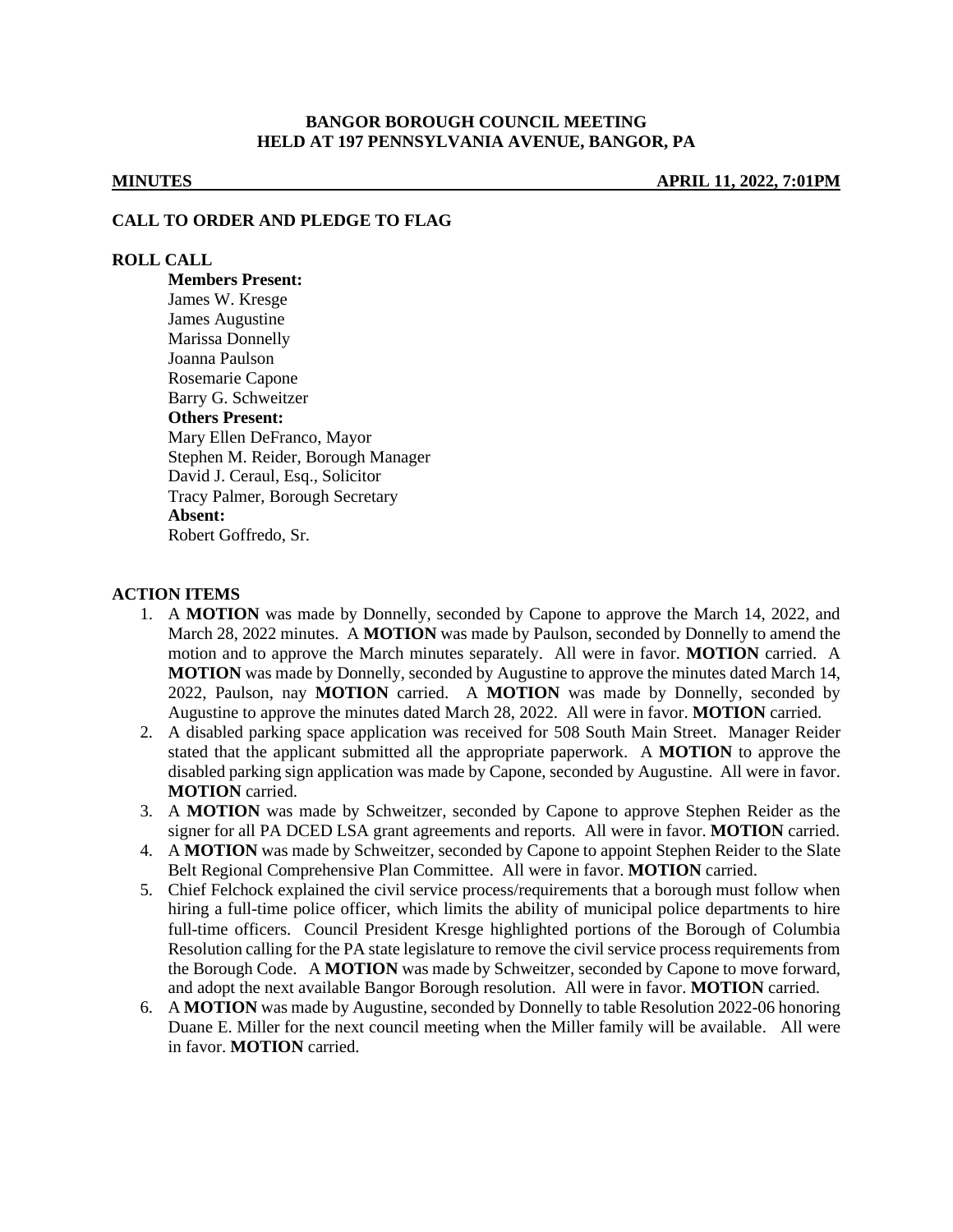# BANGOR BOROUGH COUNCIL MEETING
## HELD AT 197 PENNSYLVANIA AVENUE, BANGOR, PA

**MINUTES** **APRIL 11, 2022, 7:01PM**

### CALL TO ORDER AND PLEDGE TO FLAG

### ROLL CALL

**Members Present:**
James W. Kresge
James Augustine
Marissa Donnelly
Joanna Paulson
Rosemarie Capone
Barry G. Schweitzer
**Others Present:**
Mary Ellen DeFranco, Mayor
Stephen M. Reider, Borough Manager
David J. Ceraul, Esq., Solicitor
Tracy Palmer, Borough Secretary
**Absent:**
Robert Goffredo, Sr.

### ACTION ITEMS

1. A **MOTION** was made by Donnelly, seconded by Capone to approve the March 14, 2022, and March 28, 2022 minutes. A **MOTION** was made by Paulson, seconded by Donnelly to amend the motion and to approve the March minutes separately. All were in favor. **MOTION** carried. A **MOTION** was made by Donnelly, seconded by Augustine to approve the minutes dated March 14, 2022, Paulson, nay **MOTION** carried. A **MOTION** was made by Donnelly, seconded by Augustine to approve the minutes dated March 28, 2022. All were in favor. **MOTION** carried.
2. A disabled parking space application was received for 508 South Main Street. Manager Reider stated that the applicant submitted all the appropriate paperwork. A **MOTION** to approve the disabled parking sign application was made by Capone, seconded by Augustine. All were in favor. **MOTION** carried.
3. A **MOTION** was made by Schweitzer, seconded by Capone to approve Stephen Reider as the signer for all PA DCED LSA grant agreements and reports. All were in favor. **MOTION** carried.
4. A **MOTION** was made by Schweitzer, seconded by Capone to appoint Stephen Reider to the Slate Belt Regional Comprehensive Plan Committee. All were in favor. **MOTION** carried.
5. Chief Felchock explained the civil service process/requirements that a borough must follow when hiring a full-time police officer, which limits the ability of municipal police departments to hire full-time officers. Council President Kresge highlighted portions of the Borough of Columbia Resolution calling for the PA state legislature to remove the civil service process requirements from the Borough Code. A **MOTION** was made by Schweitzer, seconded by Capone to move forward, and adopt the next available Bangor Borough resolution. All were in favor. **MOTION** carried.
6. A **MOTION** was made by Augustine, seconded by Donnelly to table Resolution 2022-06 honoring Duane E. Miller for the next council meeting when the Miller family will be available. All were in favor. **MOTION** carried.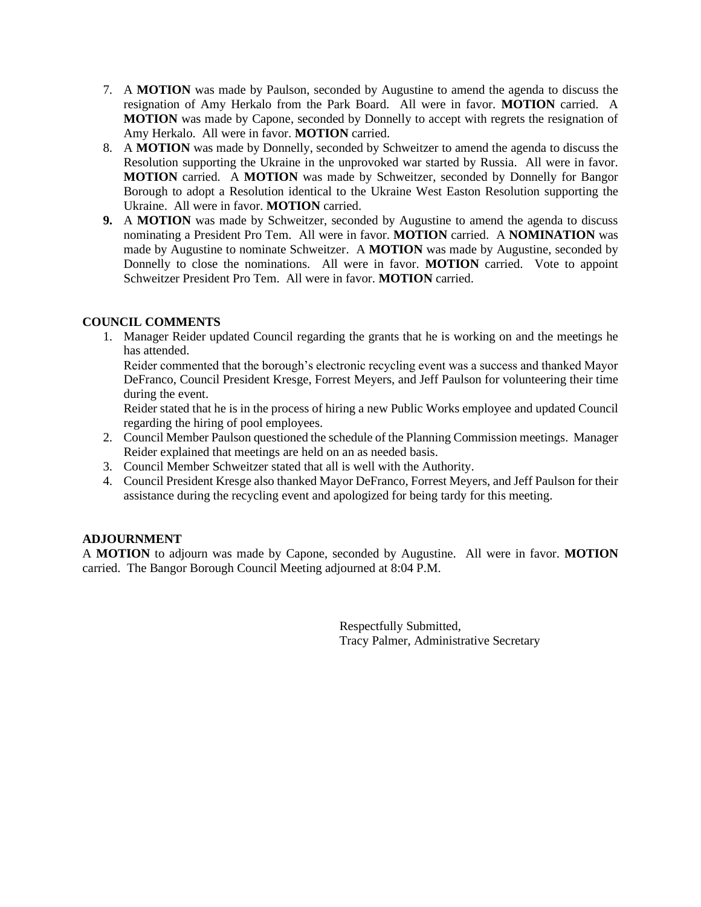7. A **MOTION** was made by Paulson, seconded by Augustine to amend the agenda to discuss the resignation of Amy Herkalo from the Park Board. All were in favor. **MOTION** carried. A **MOTION** was made by Capone, seconded by Donnelly to accept with regrets the resignation of Amy Herkalo. All were in favor. **MOTION** carried.
8. A **MOTION** was made by Donnelly, seconded by Schweitzer to amend the agenda to discuss the Resolution supporting the Ukraine in the unprovoked war started by Russia. All were in favor. **MOTION** carried. A **MOTION** was made by Schweitzer, seconded by Donnelly for Bangor Borough to adopt a Resolution identical to the Ukraine West Easton Resolution supporting the Ukraine. All were in favor. **MOTION** carried.
9. A **MOTION** was made by Schweitzer, seconded by Augustine to amend the agenda to discuss nominating a President Pro Tem. All were in favor. **MOTION** carried. A **NOMINATION** was made by Augustine to nominate Schweitzer. A **MOTION** was made by Augustine, seconded by Donnelly to close the nominations. All were in favor. **MOTION** carried. Vote to appoint Schweitzer President Pro Tem. All were in favor. **MOTION** carried.

**COUNCIL COMMENTS**

1. Manager Reider updated Council regarding the grants that he is working on and the meetings he has attended.
   Reider commented that the borough's electronic recycling event was a success and thanked Mayor DeFranco, Council President Kresge, Forrest Meyers, and Jeff Paulson for volunteering their time during the event.
   Reider stated that he is in the process of hiring a new Public Works employee and updated Council regarding the hiring of pool employees.
2. Council Member Paulson questioned the schedule of the Planning Commission meetings. Manager Reider explained that meetings are held on an as needed basis.
3. Council Member Schweitzer stated that all is well with the Authority.
4. Council President Kresge also thanked Mayor DeFranco, Forrest Meyers, and Jeff Paulson for their assistance during the recycling event and apologized for being tardy for this meeting.

**ADJOURNMENT**

A **MOTION** to adjourn was made by Capone, seconded by Augustine. All were in favor. **MOTION** carried. The Bangor Borough Council Meeting adjourned at 8:04 P.M.

Respectfully Submitted,
Tracy Palmer, Administrative Secretary